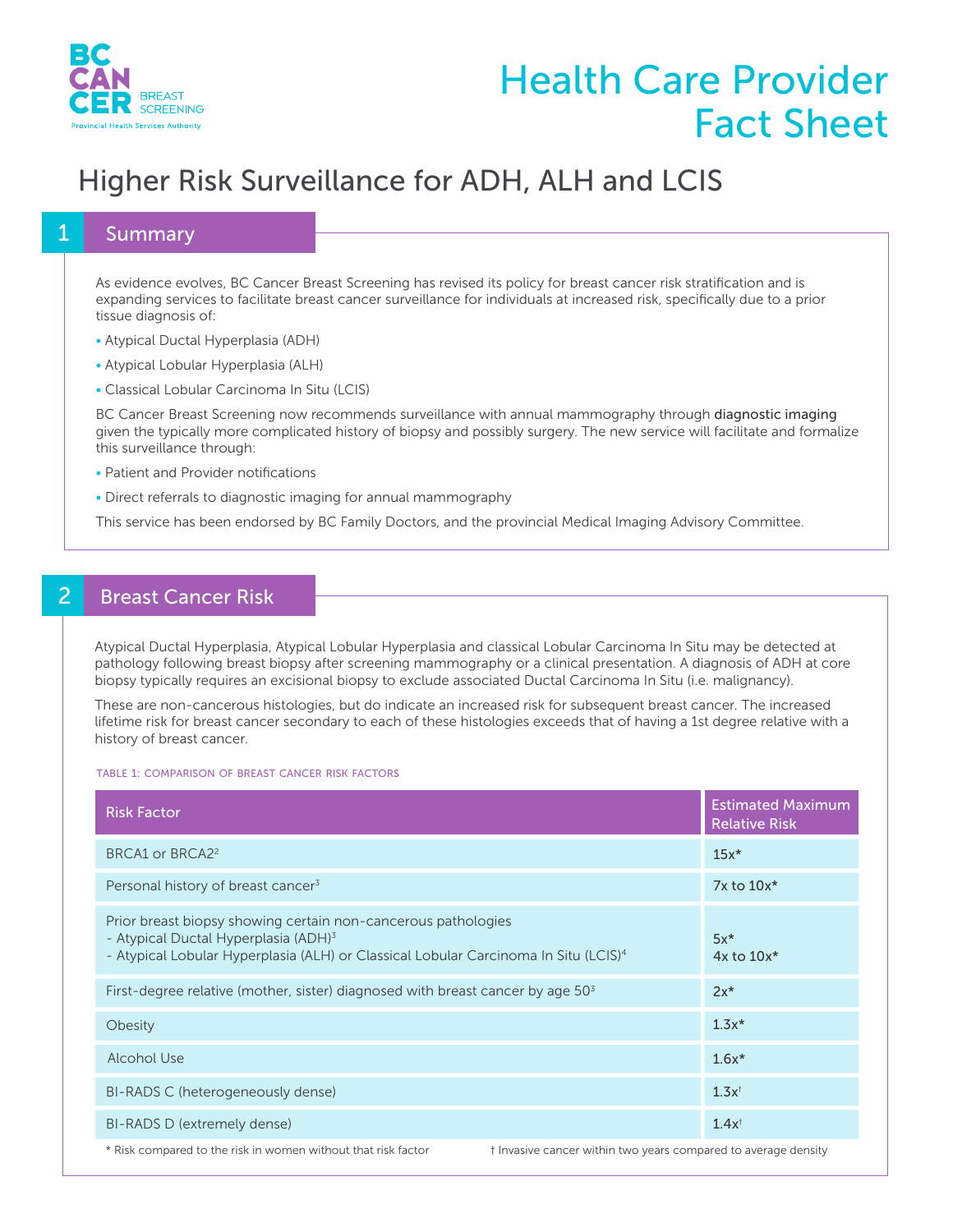# Health Care Provider Fact Sheet

## Higher Risk Surveillance for ADH, ALH and LCIS

## 1 Summary

As evidence evolves, BC Cancer Breast Screening has revised its policy for breast cancer risk stratification and is expanding services to facilitate breast cancer surveillance for individuals at increased risk, specifically due to a prior tissue diagnosis of:

- Atypical Ductal Hyperplasia (ADH)
- Atypical Lobular Hyperplasia (ALH)
- Classical Lobular Carcinoma In Situ (LCIS)

BC Cancer Breast Screening now recommends surveillance with annual mammography through **diagnostic imaging** given the typically more complicated history of biopsy and possibly surgery. The new service will facilitate and formalize this surveillance through:

- Patient and Provider notifications
- Direct referrals to diagnostic imaging for annual mammography

This service has been endorsed by BC Family Doctors, and the provincial Medical Imaging Advisory Committee.

## 2 Breast Cancer Risk

Atypical Ductal Hyperplasia, Atypical Lobular Hyperplasia and classical Lobular Carcinoma In Situ may be detected at pathology following breast biopsy after screening mammography or a clinical presentation. A diagnosis of ADH at core biopsy typically requires an excisional biopsy to exclude associated Ductal Carcinoma In Situ (i.e. malignancy).

These are non-cancerous histologies, but do indicate an increased risk for subsequent breast cancer. The increased lifetime risk for breast cancer secondary to each of these histologies exceeds that of having a 1st degree relative with a history of breast cancer.

TABLE 1: COMPARISON OF BREAST CANCER RISK FACTORS

| Risk Factor | Estimated Maximum Relative Risk |
|---|---|
| BRCA1 or BRCA2[2] | 15x* |
| Personal history of breast cancer[3] | 7x to 10x* |
| Prior breast biopsy showing certain non-cancerous pathologies<br>- Atypical Ductal Hyperplasia (ADH)[3]<br>- Atypical Lobular Hyperplasia (ALH) or Classical Lobular Carcinoma In Situ (LCIS)[4] | <br>5x*<br>4x to 10x* |
| First-degree relative (mother, sister) diagnosed with breast cancer by age 50[3] | 2x* |
| Obesity | 1.3x* |
| Alcohol Use | 1.6x* |
| BI-RADS C (heterogeneously dense) | 1.3x† |
| BI-RADS D (extremely dense) | 1.4x† |

\* Risk compared to the risk in women without that risk factor

† Invasive cancer within two years compared to average density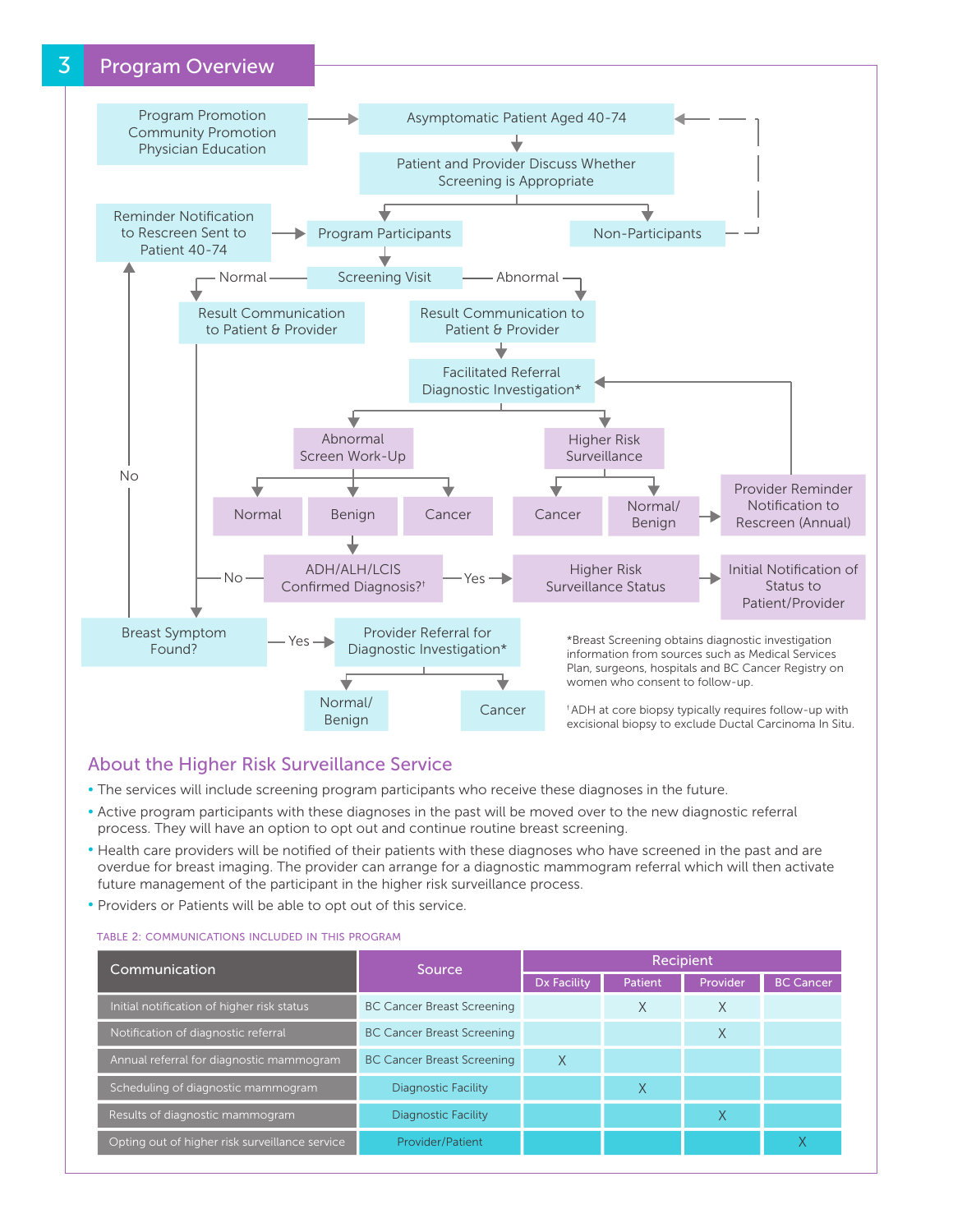## 3 Program Overview

Program Promotion
Community Promotion
Physician Education

Asymptomatic Patient Aged 40-74

Patient and Provider Discuss Whether Screening is Appropriate

Reminder Notification to Rescreen Sent to Patient 40-74

Program Participants

Non-Participants

Normal

Screening Visit

Abnormal

Result Communication to Patient & Provider

Result Communication to Patient & Provider

Facilitated Referral Diagnostic Investigation*

Abnormal Screen Work-Up

Higher Risk Surveillance

No

Normal

Benign

Cancer

Cancer

Normal/ Benign

Provider Reminder Notification to Rescreen (Annual)

No

ADH/ALH/LCIS Confirmed Diagnosis?†

Yes

Higher Risk Surveillance Status

Initial Notification of Status to Patient/Provider

Breast Symptom Found?

Yes

Provider Referral for Diagnostic Investigation*

Normal/ Benign

Cancer

*Breast Screening obtains diagnostic investigation information from sources such as Medical Services Plan, surgeons, hospitals and BC Cancer Registry on women who consent to follow-up.

† ADH at core biopsy typically requires follow-up with excisional biopsy to exclude Ductal Carcinoma In Situ.

### About the Higher Risk Surveillance Service

- The services will include screening program participants who receive these diagnoses in the future.
- Active program participants with these diagnoses in the past will be moved over to the new diagnostic referral process. They will have an option to opt out and continue routine breast screening.
- Health care providers will be notified of their patients with these diagnoses who have screened in the past and are overdue for breast imaging. The provider can arrange for a diagnostic mammogram referral which will then activate future management of the participant in the higher risk surveillance process.
- Providers or Patients will be able to opt out of this service.

TABLE 2: COMMUNICATIONS INCLUDED IN THIS PROGRAM

| Communication | Source | Recipient | | | |
|---|---|---|---|---|---|
| | | Dx Facility | Patient | Provider | BC Cancer |
| Initial notification of higher risk status | BC Cancer Breast Screening | | X | X | |
| Notification of diagnostic referral | BC Cancer Breast Screening | | | X | |
| Annual referral for diagnostic mammogram | BC Cancer Breast Screening | X | | | |
| Scheduling of diagnostic mammogram | Diagnostic Facility | | X | | |
| Results of diagnostic mammogram | Diagnostic Facility | | | X | |
| Opting out of higher risk surveillance service | Provider/Patient | | | | X |